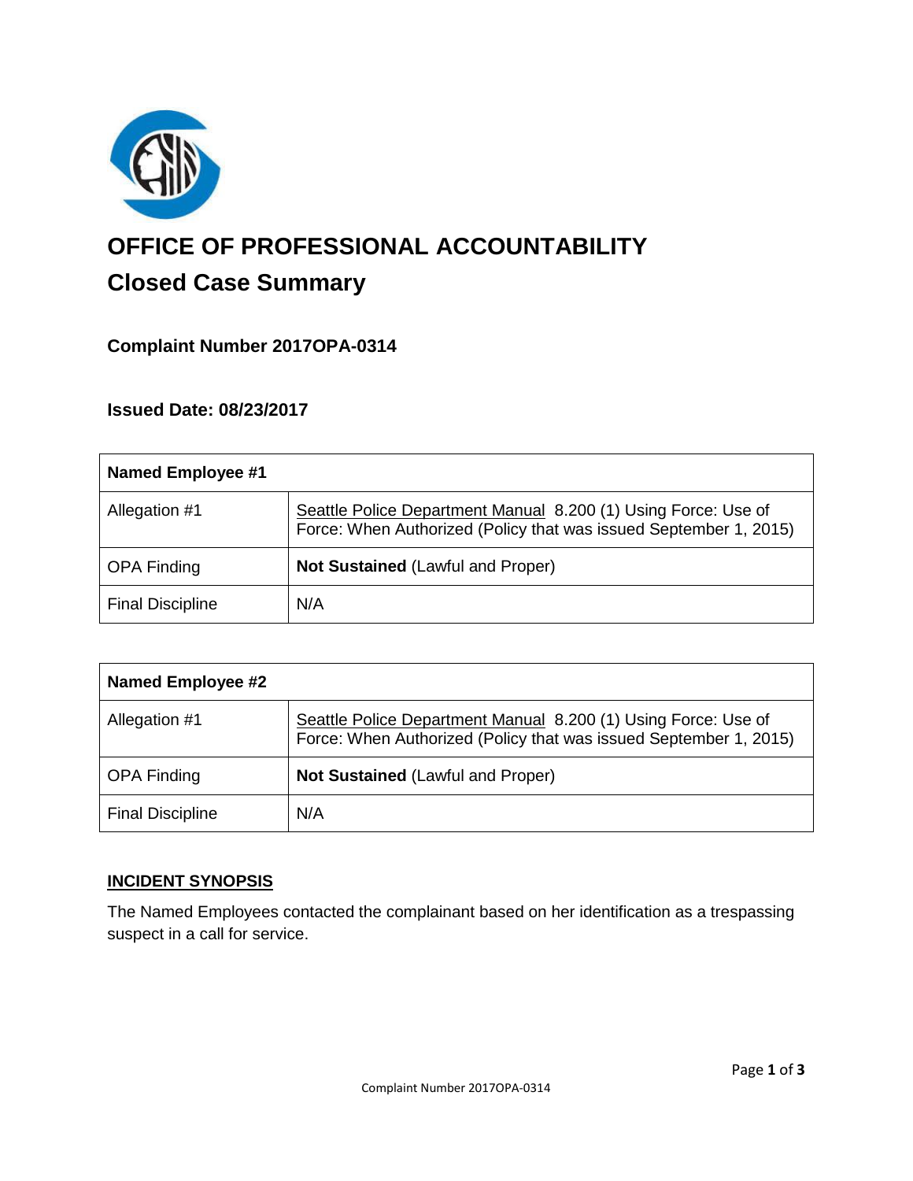# OFFICE OF PROFESSIONAL ACCOUNTABILITY

## Closed Case Summary

### Complaint Number 2017OPA-0314

### Issued Date: 08/23/2017

| Named Employee #1 | |
|---|---|
| Allegation #1 | Seattle Police Department Manual 8.200 (1) Using Force: Use of Force: When Authorized (Policy that was issued September 1, 2015) |
| OPA Finding | **Not Sustained** (Lawful and Proper) |
| Final Discipline | N/A |

| Named Employee #2 | |
|---|---|
| Allegation #1 | Seattle Police Department Manual 8.200 (1) Using Force: Use of Force: When Authorized (Policy that was issued September 1, 2015) |
| OPA Finding | **Not Sustained** (Lawful and Proper) |
| Final Discipline | N/A |

### INCIDENT SYNOPSIS

The Named Employees contacted the complainant based on her identification as a trespassing suspect in a call for service.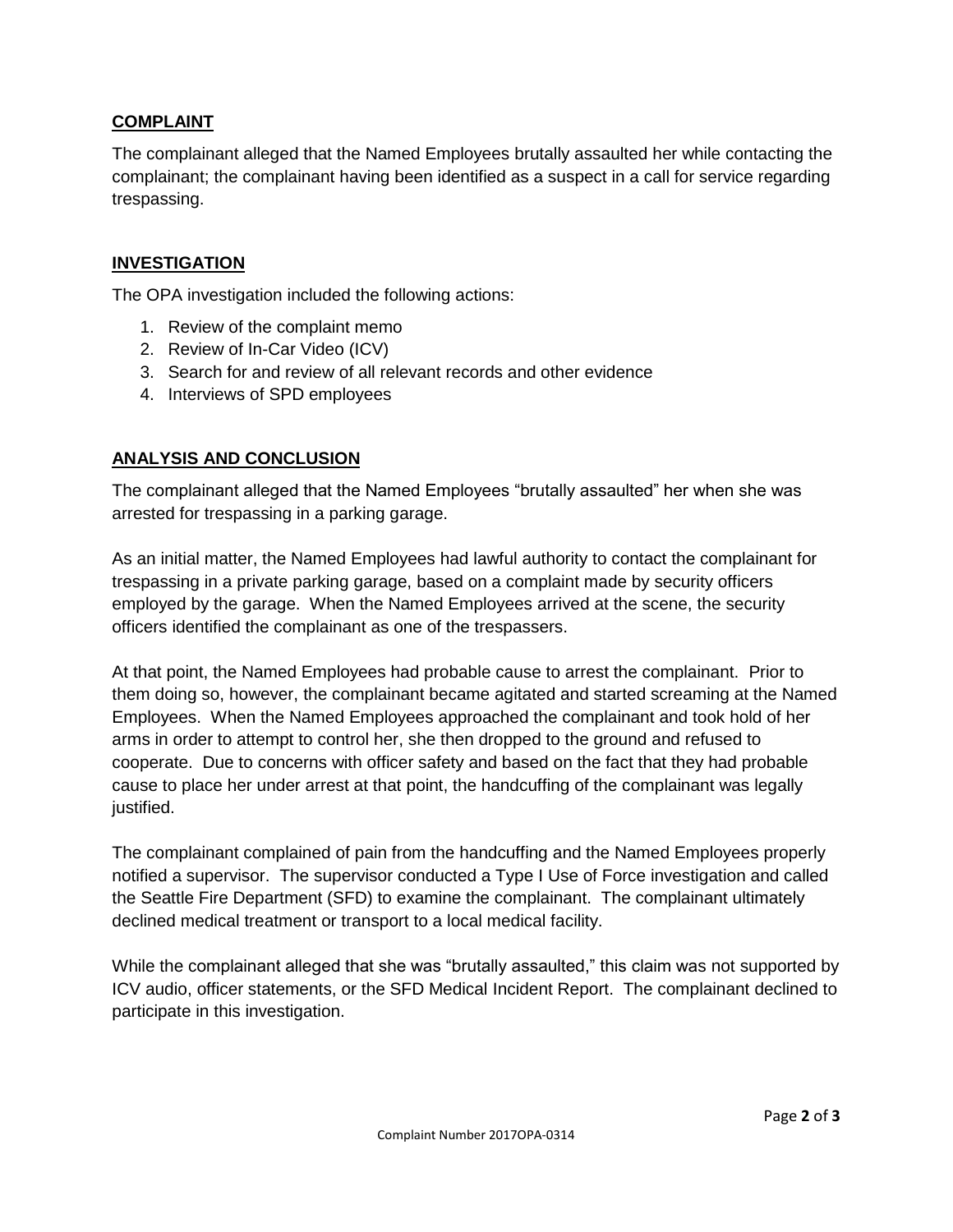## COMPLAINT

The complainant alleged that the Named Employees brutally assaulted her while contacting the complainant; the complainant having been identified as a suspect in a call for service regarding trespassing.

## INVESTIGATION

The OPA investigation included the following actions:

1. Review of the complaint memo
2. Review of In-Car Video (ICV)
3. Search for and review of all relevant records and other evidence
4. Interviews of SPD employees

## ANALYSIS AND CONCLUSION

The complainant alleged that the Named Employees "brutally assaulted" her when she was arrested for trespassing in a parking garage.

As an initial matter, the Named Employees had lawful authority to contact the complainant for trespassing in a private parking garage, based on a complaint made by security officers employed by the garage. When the Named Employees arrived at the scene, the security officers identified the complainant as one of the trespassers.

At that point, the Named Employees had probable cause to arrest the complainant. Prior to them doing so, however, the complainant became agitated and started screaming at the Named Employees. When the Named Employees approached the complainant and took hold of her arms in order to attempt to control her, she then dropped to the ground and refused to cooperate. Due to concerns with officer safety and based on the fact that they had probable cause to place her under arrest at that point, the handcuffing of the complainant was legally justified.

The complainant complained of pain from the handcuffing and the Named Employees properly notified a supervisor. The supervisor conducted a Type I Use of Force investigation and called the Seattle Fire Department (SFD) to examine the complainant. The complainant ultimately declined medical treatment or transport to a local medical facility.

While the complainant alleged that she was "brutally assaulted," this claim was not supported by ICV audio, officer statements, or the SFD Medical Incident Report. The complainant declined to participate in this investigation.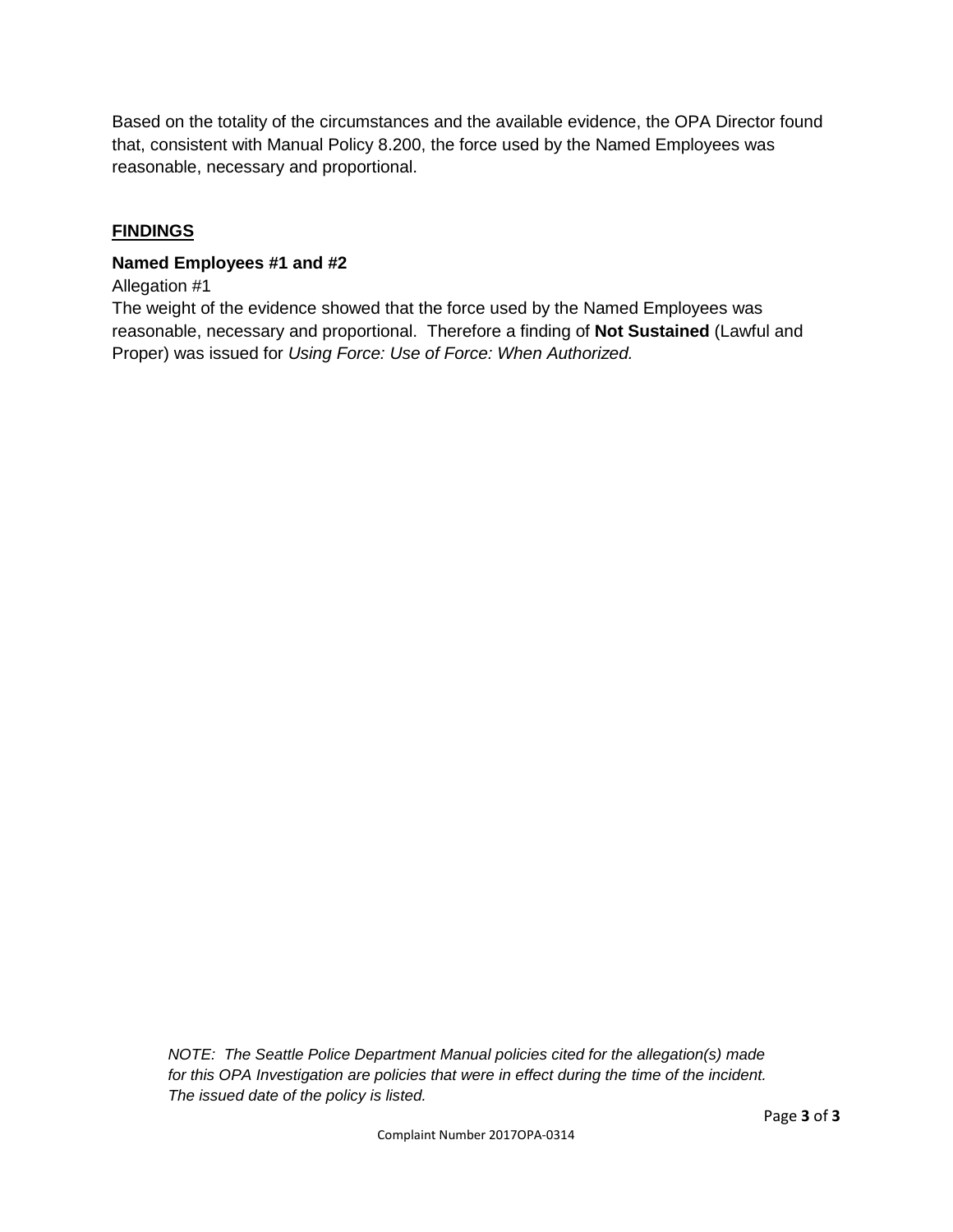Based on the totality of the circumstances and the available evidence, the OPA Director found that, consistent with Manual Policy 8.200, the force used by the Named Employees was reasonable, necessary and proportional.

## **FINDINGS**

**Named Employees #1 and #2**

Allegation #1

The weight of the evidence showed that the force used by the Named Employees was reasonable, necessary and proportional. Therefore a finding of **Not Sustained** (Lawful and Proper) was issued for *Using Force: Use of Force: When Authorized.*

*NOTE: The Seattle Police Department Manual policies cited for the allegation(s) made for this OPA Investigation are policies that were in effect during the time of the incident. The issued date of the policy is listed.*

Complaint Number 2017OPA-0314